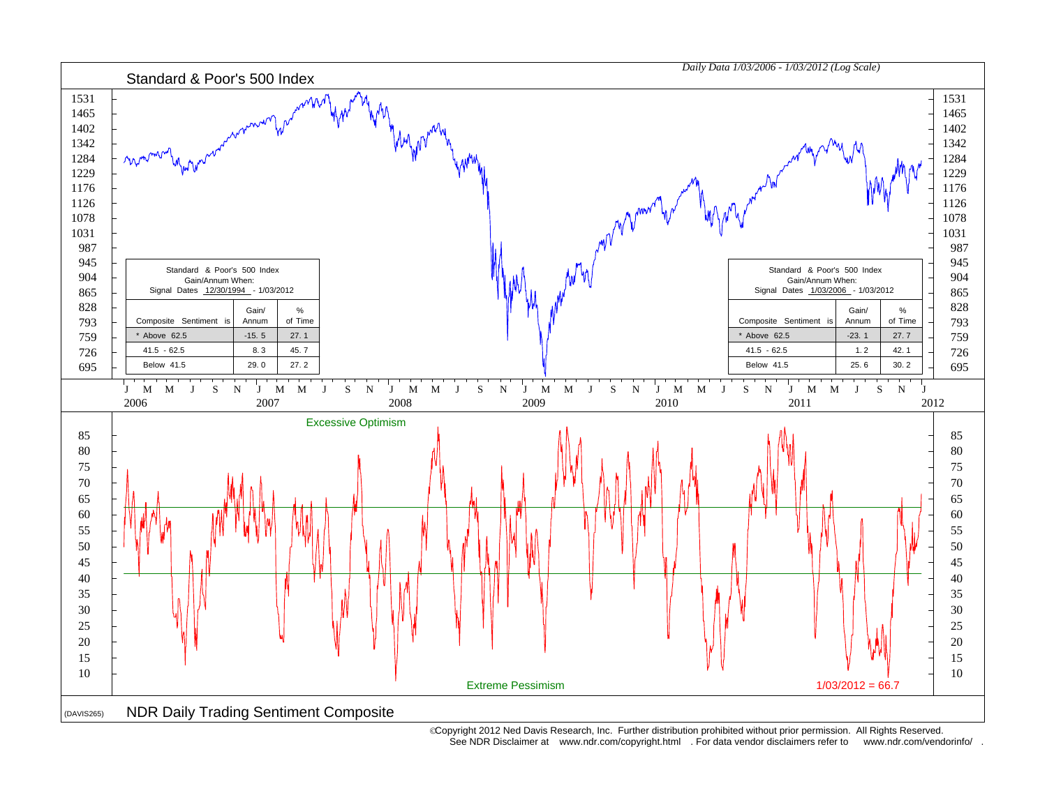# Standard & Poor's 500 Index

*Daily Data 1/03/2006 - 1/03/2012 (Log Scale)*

| Composite Sentiment is | Gain/Annum | % of Time |
|---|---|---|
| Standard & Poor's 500 Index Gain/Annum When: Signal Dates 12/30/1994 - 1/03/2012 | | |
| * Above 62.5 | -15.5 | 27.1 |
| 41.5 - 62.5 | 8.3 | 45.7 |
| Below 41.5 | 29.0 | 27.2 |

| Composite Sentiment is | Gain/Annum | % of Time |
|---|---|---|
| Standard & Poor's 500 Index Gain/Annum When: Signal Dates 1/03/2006 - 1/03/2012 | | |
| * Above 62.5 | -23.1 | 27.7 |
| 41.5 - 62.5 | 1.2 | 42.1 |
| Below 41.5 | 25.6 | 30.2 |

Excessive Optimism

Extreme Pessimism

1/03/2012 = 66.7

(DAVIS265)

## NDR Daily Trading Sentiment Composite

©Copyright 2012 Ned Davis Research, Inc. Further distribution prohibited without prior permission. All Rights Reserved.
See NDR Disclaimer at www.ndr.com/copyright.html . For data vendor disclaimers refer to www.ndr.com/vendorinfo/ .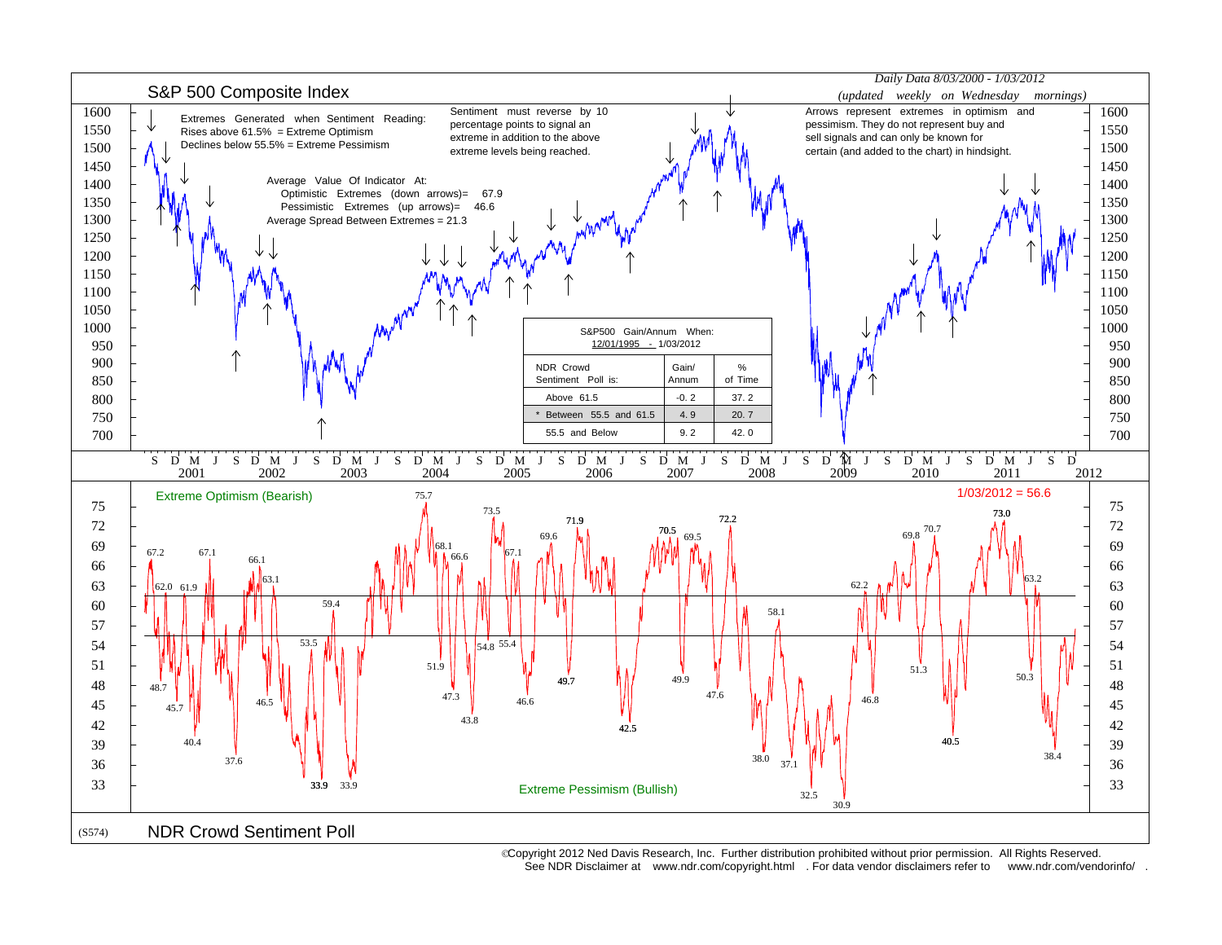Daily Data 8/03/2000 - 1/03/2012

*(updated weekly on Wednesday mornings)*

## S&P 500 Composite Index

Extremes Generated when Sentiment Reading:
Rises above 61.5% = Extreme Optimism
Declines below 55.5% = Extreme Pessimism

Sentiment must reverse by 10 percentage points to signal an extreme in addition to the above extreme levels being reached.

Arrows represent extremes in optimism and pessimism. They do not represent buy and sell signals and can only be known for certain (and added to the chart) in hindsight.

Average Value Of Indicator At:
Optimistic Extremes (down arrows)= 67.9
Pessimistic Extremes (up arrows)= 46.6
Average Spread Between Extremes = 21.3

S&P500 Gain/Annum When:
12/01/1995 - 1/03/2012

| NDR Crowd Sentiment Poll is: | Gain/ Annum | % of Time |
|---|---|---|
| Above 61.5 | -0.2 | 37.2 |
| * Between 55.5 and 61.5 | 4.9 | 20.7 |
| 55.5 and Below | 9.2 | 42.0 |

1600 1550 1500 1450 1400 1350 1300 1250 1200 1150 1100 1050 1000 950 900 850 800 750 700

S D M J S D M J S D M J S D M J S D M J S D M J S D M J S D M J S D M J S D M J S D M J S D

2001 2002 2003 2004 2005 2006 2007 2008 2009 2010 2011 2012

Extreme Optimism (Bearish)

1/03/2012 = 56.6

Extreme Pessimism (Bullish)

75 72 69 66 63 60 57 54 51 48 45 42 39 36 33

67.2 62.0 61.9 48.7 45.7 40.4 67.1 37.6 66.1 63.1 46.5 53.5 59.4 33.9 33.9 75.7 51.9 68.1 66.6 47.3 43.8 73.5 54.8 55.4 67.1 46.6 69.6 71.9 49.7 42.5 70.5 69.5 49.9 72.2 47.6 58.1 38.0 37.1 32.5 30.9 62.2 46.8 69.8 70.7 51.3 40.5 73.0 63.2 50.3 38.4

(S574)

## NDR Crowd Sentiment Poll

©Copyright 2012 Ned Davis Research, Inc. Further distribution prohibited without prior permission. All Rights Reserved.
See NDR Disclaimer at www.ndr.com/copyright.html . For data vendor disclaimers refer to www.ndr.com/vendorinfo/ .